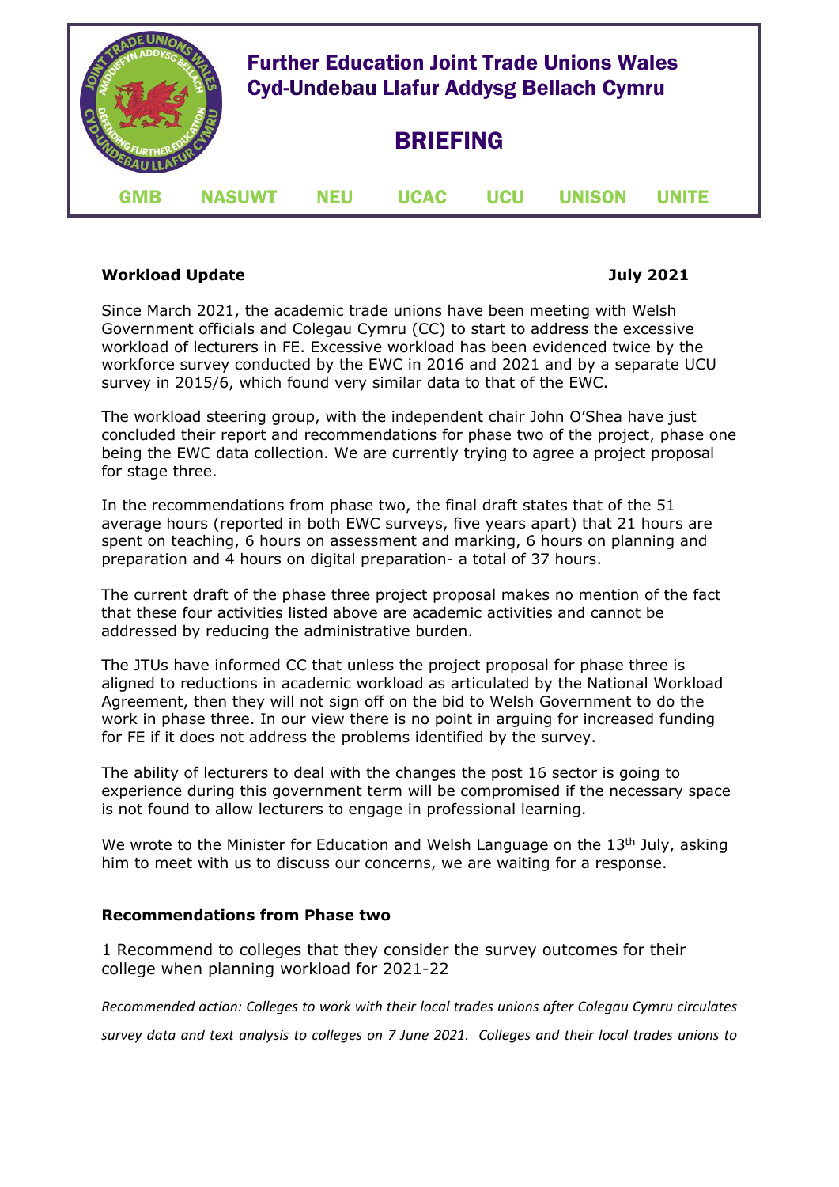# Further Education Joint Trade Unions Wales
# Cyd-Undebau Llafur Addysg Bellach Cymru

## BRIEFING

GMB NASUWT NEU UCAC UCU UNISON UNITE

**Workload Update** **July 2021**

Since March 2021, the academic trade unions have been meeting with Welsh Government officials and Colegau Cymru (CC) to start to address the excessive workload of lecturers in FE. Excessive workload has been evidenced twice by the workforce survey conducted by the EWC in 2016 and 2021 and by a separate UCU survey in 2015/6, which found very similar data to that of the EWC.

The workload steering group, with the independent chair John O'Shea have just concluded their report and recommendations for phase two of the project, phase one being the EWC data collection. We are currently trying to agree a project proposal for stage three.

In the recommendations from phase two, the final draft states that of the 51 average hours (reported in both EWC surveys, five years apart) that 21 hours are spent on teaching, 6 hours on assessment and marking, 6 hours on planning and preparation and 4 hours on digital preparation- a total of 37 hours.

The current draft of the phase three project proposal makes no mention of the fact that these four activities listed above are academic activities and cannot be addressed by reducing the administrative burden.

The JTUs have informed CC that unless the project proposal for phase three is aligned to reductions in academic workload as articulated by the National Workload Agreement, then they will not sign off on the bid to Welsh Government to do the work in phase three. In our view there is no point in arguing for increased funding for FE if it does not address the problems identified by the survey.

The ability of lecturers to deal with the changes the post 16 sector is going to experience during this government term will be compromised if the necessary space is not found to allow lecturers to engage in professional learning.

We wrote to the Minister for Education and Welsh Language on the 13th July, asking him to meet with us to discuss our concerns, we are waiting for a response.

**Recommendations from Phase two**

1 Recommend to colleges that they consider the survey outcomes for their college when planning workload for 2021-22

*Recommended action: Colleges to work with their local trades unions after Colegau Cymru circulates survey data and text analysis to colleges on 7 June 2021. Colleges and their local trades unions to*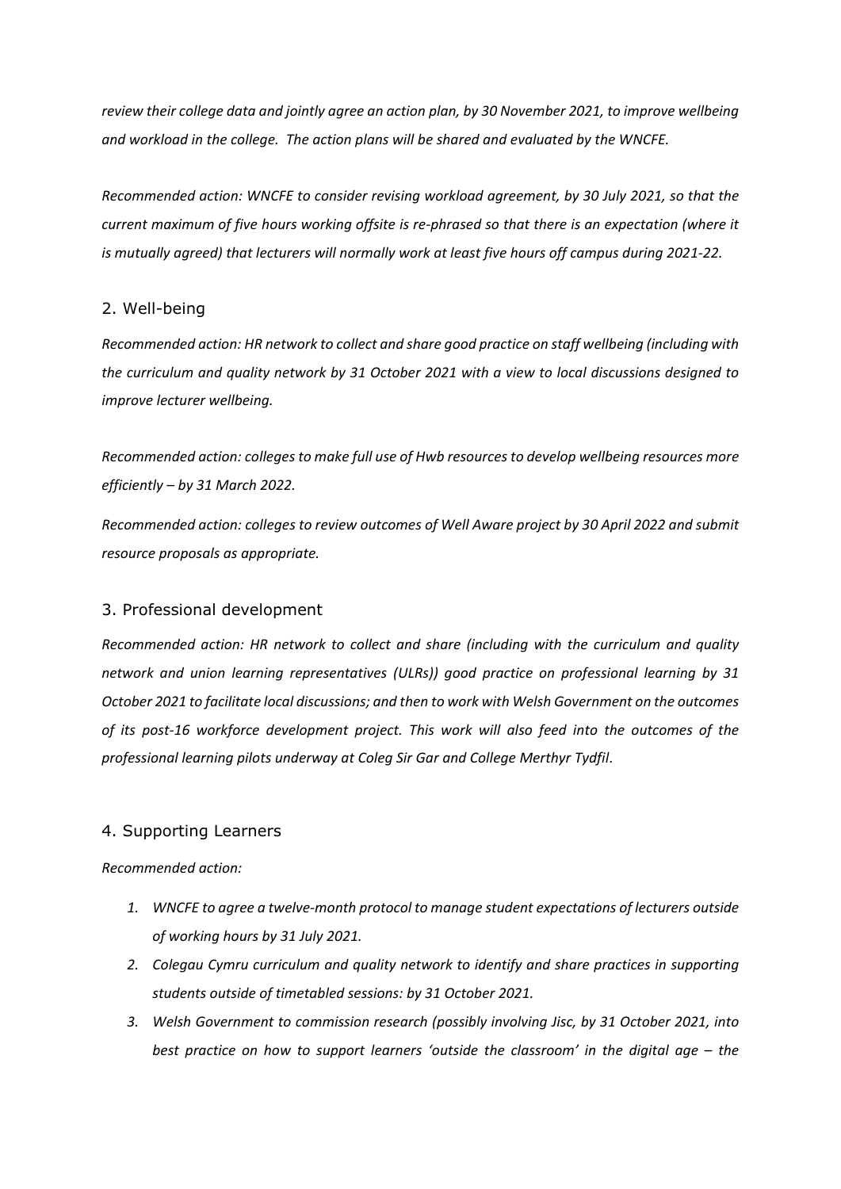*review their college data and jointly agree an action plan, by 30 November 2021, to improve wellbeing and workload in the college. The action plans will be shared and evaluated by the WNCFE.*

*Recommended action: WNCFE to consider revising workload agreement, by 30 July 2021, so that the current maximum of five hours working offsite is re-phrased so that there is an expectation (where it is mutually agreed) that lecturers will normally work at least five hours off campus during 2021-22.*

## 2. Well-being

*Recommended action: HR network to collect and share good practice on staff wellbeing (including with the curriculum and quality network by 31 October 2021 with a view to local discussions designed to improve lecturer wellbeing.*

*Recommended action: colleges to make full use of Hwb resources to develop wellbeing resources more efficiently – by 31 March 2022.*

*Recommended action: colleges to review outcomes of Well Aware project by 30 April 2022 and submit resource proposals as appropriate.*

## 3. Professional development

*Recommended action: HR network to collect and share (including with the curriculum and quality network and union learning representatives (ULRs)) good practice on professional learning by 31 October 2021 to facilitate local discussions; and then to work with Welsh Government on the outcomes of its post-16 workforce development project. This work will also feed into the outcomes of the professional learning pilots underway at Coleg Sir Gar and College Merthyr Tydfil.*

## 4. Supporting Learners

*Recommended action:*

1. *WNCFE to agree a twelve-month protocol to manage student expectations of lecturers outside of working hours by 31 July 2021.*
2. *Colegau Cymru curriculum and quality network to identify and share practices in supporting students outside of timetabled sessions: by 31 October 2021.*
3. *Welsh Government to commission research (possibly involving Jisc, by 31 October 2021, into best practice on how to support learners 'outside the classroom' in the digital age – the*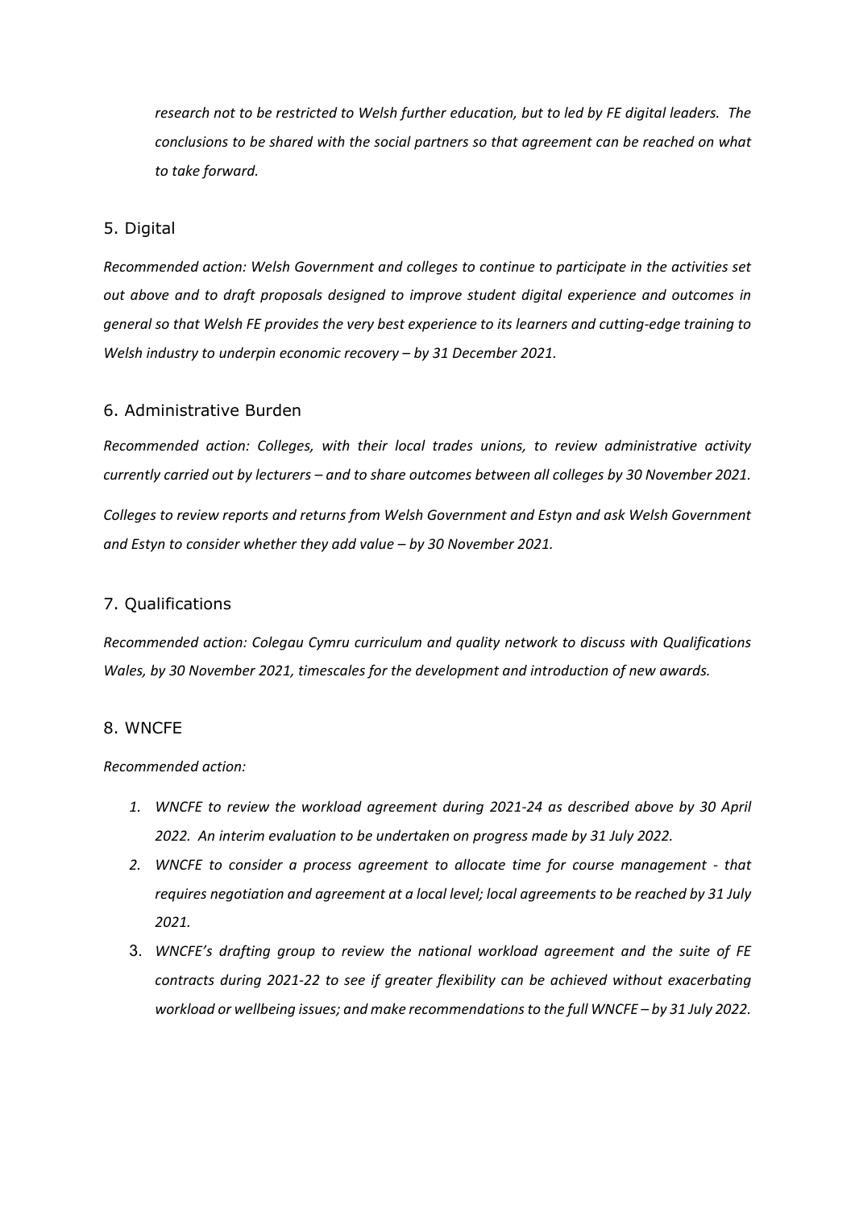*research not to be restricted to Welsh further education, but to led by FE digital leaders. The conclusions to be shared with the social partners so that agreement can be reached on what to take forward.*

## 5. Digital

*Recommended action: Welsh Government and colleges to continue to participate in the activities set out above and to draft proposals designed to improve student digital experience and outcomes in general so that Welsh FE provides the very best experience to its learners and cutting-edge training to Welsh industry to underpin economic recovery – by 31 December 2021.*

## 6. Administrative Burden

*Recommended action: Colleges, with their local trades unions, to review administrative activity currently carried out by lecturers – and to share outcomes between all colleges by 30 November 2021.*

*Colleges to review reports and returns from Welsh Government and Estyn and ask Welsh Government and Estyn to consider whether they add value – by 30 November 2021.*

## 7. Qualifications

*Recommended action: Colegau Cymru curriculum and quality network to discuss with Qualifications Wales, by 30 November 2021, timescales for the development and introduction of new awards.*

## 8. WNCFE

*Recommended action:*

1. *WNCFE to review the workload agreement during 2021-24 as described above by 30 April 2022. An interim evaluation to be undertaken on progress made by 31 July 2022.*
2. *WNCFE to consider a process agreement to allocate time for course management - that requires negotiation and agreement at a local level; local agreements to be reached by 31 July 2021.*
3. *WNCFE's drafting group to review the national workload agreement and the suite of FE contracts during 2021-22 to see if greater flexibility can be achieved without exacerbating workload or wellbeing issues; and make recommendations to the full WNCFE – by 31 July 2022.*